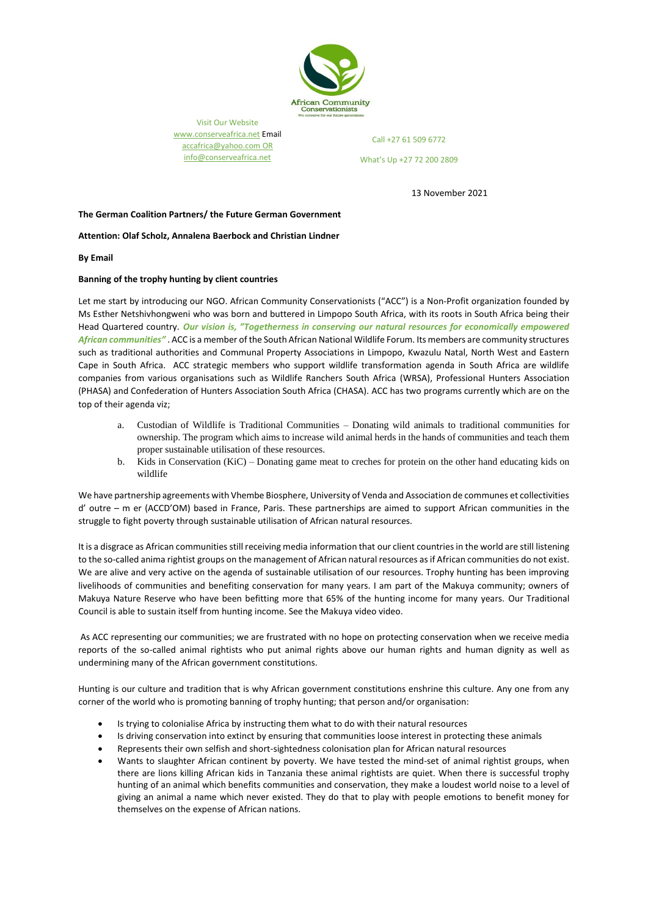African Community Conservationists
We conserve for our future generations

Visit Our Website
www.conserveafrica.net Email
accafrica@yahoo.com OR
info@conserveafrica.net

Call +27 61 509 6772

What's Up +27 72 200 2809

13 November 2021

**The German Coalition Partners/ the Future German Government**

**Attention: Olaf Scholz, Annalena Baerbock and Christian Lindner**

**By Email**

**Banning of the trophy hunting by client countries**

Let me start by introducing our NGO. African Community Conservationists ("ACC") is a Non-Profit organization founded by Ms Esther Netshivhongweni who was born and buttered in Limpopo South Africa, with its roots in South Africa being their Head Quartered country. ***Our vision is, "Togetherness in conserving our natural resources for economically empowered African communities"*** . ACC is a member of the South African National Wildlife Forum. Its members are community structures such as traditional authorities and Communal Property Associations in Limpopo, Kwazulu Natal, North West and Eastern Cape in South Africa. ACC strategic members who support wildlife transformation agenda in South Africa are wildlife companies from various organisations such as Wildlife Ranchers South Africa (WRSA), Professional Hunters Association (PHASA) and Confederation of Hunters Association South Africa (CHASA). ACC has two programs currently which are on the top of their agenda viz;

a. Custodian of Wildlife is Traditional Communities – Donating wild animals to traditional communities for ownership. The program which aims to increase wild animal herds in the hands of communities and teach them proper sustainable utilisation of these resources.
b. Kids in Conservation (KiC) – Donating game meat to creches for protein on the other hand educating kids on wildlife

We have partnership agreements with Vhembe Biosphere, University of Venda and Association de communes et collectivities d' outre – m er (ACCD'OM) based in France, Paris. These partnerships are aimed to support African communities in the struggle to fight poverty through sustainable utilisation of African natural resources.

It is a disgrace as African communities still receiving media information that our client countries in the world are still listening to the so-called anima rightist groups on the management of African natural resources as if African communities do not exist. We are alive and very active on the agenda of sustainable utilisation of our resources. Trophy hunting has been improving livelihoods of communities and benefiting conservation for many years. I am part of the Makuya community; owners of Makuya Nature Reserve who have been befitting more that 65% of the hunting income for many years. Our Traditional Council is able to sustain itself from hunting income. See the Makuya video video.

As ACC representing our communities; we are frustrated with no hope on protecting conservation when we receive media reports of the so-called animal rightists who put animal rights above our human rights and human dignity as well as undermining many of the African government constitutions.

Hunting is our culture and tradition that is why African government constitutions enshrine this culture. Any one from any corner of the world who is promoting banning of trophy hunting; that person and/or organisation:

- Is trying to colonialise Africa by instructing them what to do with their natural resources
- Is driving conservation into extinct by ensuring that communities loose interest in protecting these animals
- Represents their own selfish and short-sightedness colonisation plan for African natural resources
- Wants to slaughter African continent by poverty. We have tested the mind-set of animal rightist groups, when there are lions killing African kids in Tanzania these animal rightists are quiet. When there is successful trophy hunting of an animal which benefits communities and conservation, they make a loudest world noise to a level of giving an animal a name which never existed. They do that to play with people emotions to benefit money for themselves on the expense of African nations.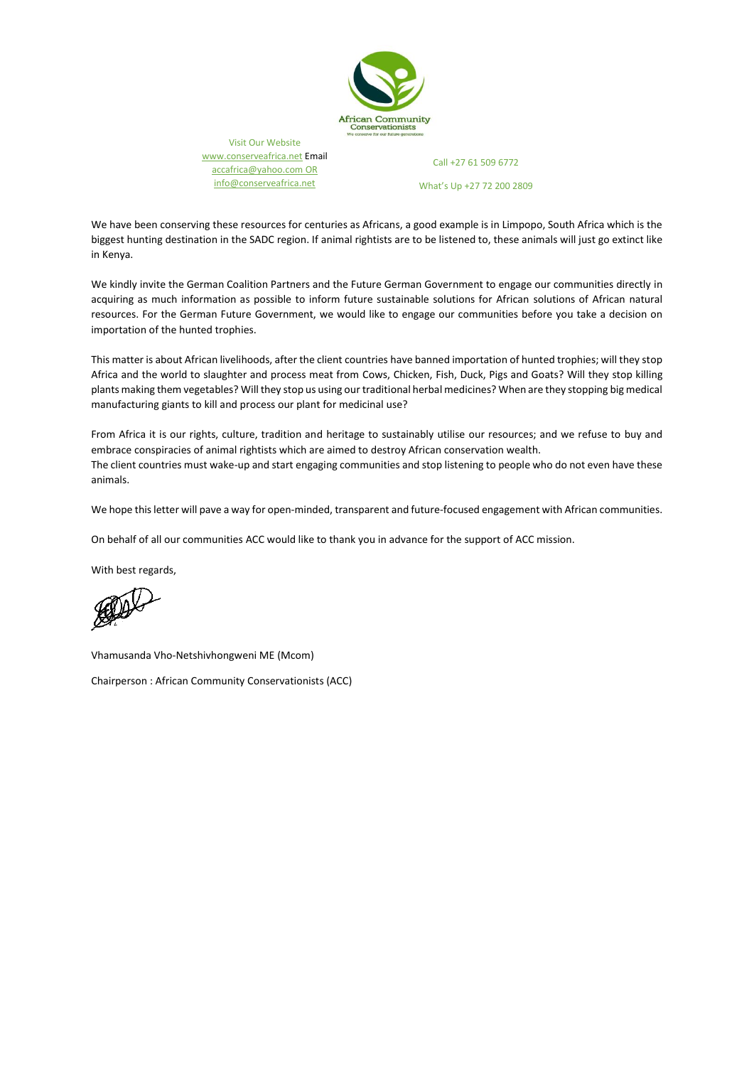African Community Conservationists

We conserve for our future generations

Visit Our Website
www.conserveafrica.net Email
accafrica@yahoo.com OR
info@conserveafrica.net

Call +27 61 509 6772

What's Up +27 72 200 2809

We have been conserving these resources for centuries as Africans, a good example is in Limpopo, South Africa which is the biggest hunting destination in the SADC region. If animal rightists are to be listened to, these animals will just go extinct like in Kenya.

We kindly invite the German Coalition Partners and the Future German Government to engage our communities directly in acquiring as much information as possible to inform future sustainable solutions for African solutions of African natural resources. For the German Future Government, we would like to engage our communities before you take a decision on importation of the hunted trophies.

This matter is about African livelihoods, after the client countries have banned importation of hunted trophies; will they stop Africa and the world to slaughter and process meat from Cows, Chicken, Fish, Duck, Pigs and Goats? Will they stop killing plants making them vegetables? Will they stop us using our traditional herbal medicines? When are they stopping big medical manufacturing giants to kill and process our plant for medicinal use?

From Africa it is our rights, culture, tradition and heritage to sustainably utilise our resources; and we refuse to buy and embrace conspiracies of animal rightists which are aimed to destroy African conservation wealth.
The client countries must wake-up and start engaging communities and stop listening to people who do not even have these animals.

We hope this letter will pave a way for open-minded, transparent and future-focused engagement with African communities.

On behalf of all our communities ACC would like to thank you in advance for the support of ACC mission.

With best regards,

Vhamusanda Vho-Netshivhongweni ME (Mcom)

Chairperson : African Community Conservationists (ACC)